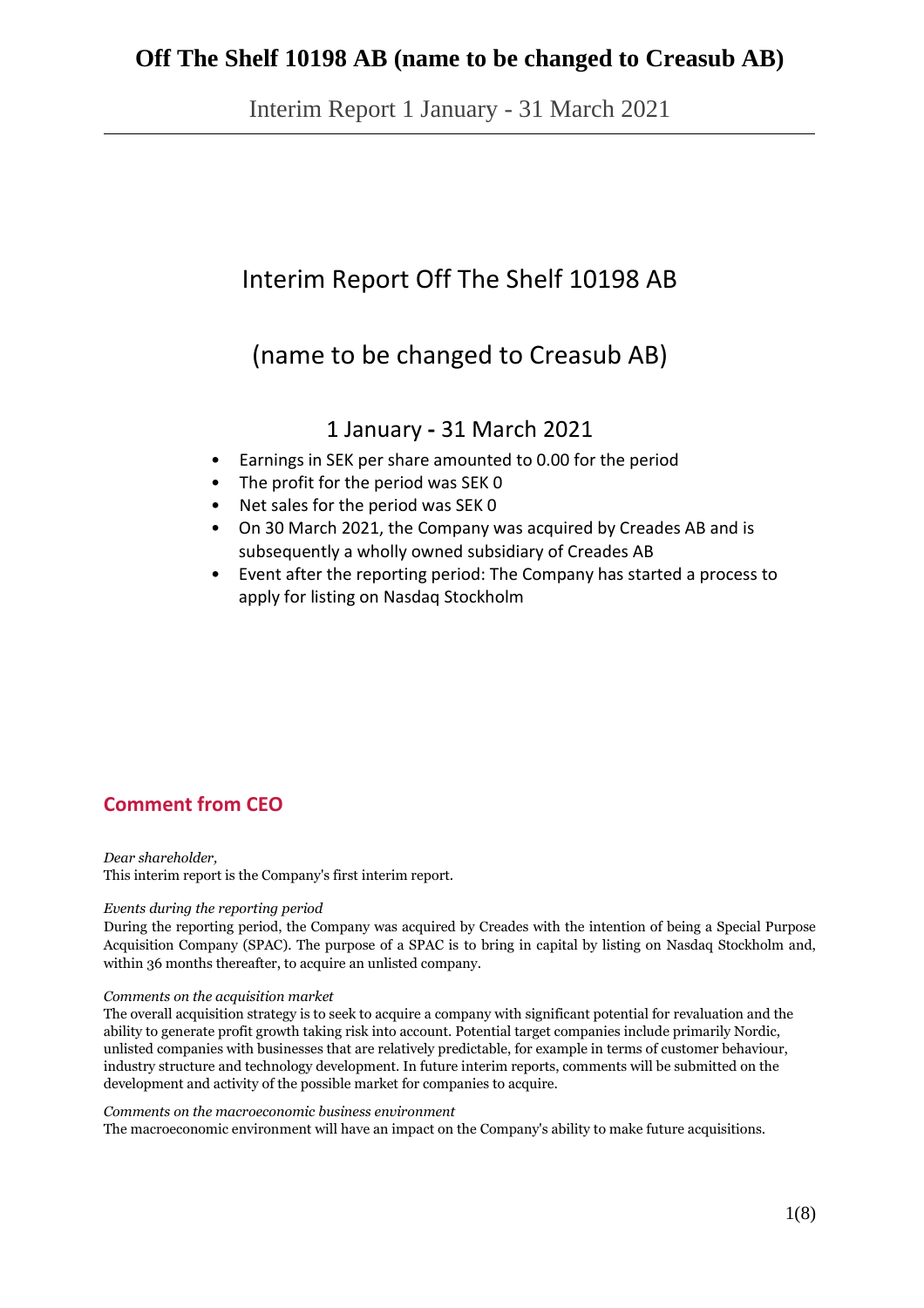# Off The Shelf 10198 AB (name to be changed to Creasub AB)

Interim Report 1 January - 31 March 2021

## Interim Report Off The Shelf 10198 AB

## (name to be changed to Creasub AB)

### 1 January - 31 March 2021

- Earnings in SEK per share amounted to 0.00 for the period
- The profit for the period was SEK 0
- Net sales for the period was SEK 0
- On 30 March 2021, the Company was acquired by Creades AB and is subsequently a wholly owned subsidiary of Creades AB
- Event after the reporting period: The Company has started a process to apply for listing on Nasdaq Stockholm

## Comment from CEO

*Dear shareholder,*
This interim report is the Company's first interim report.

*Events during the reporting period*
During the reporting period, the Company was acquired by Creades with the intention of being a Special Purpose Acquisition Company (SPAC). The purpose of a SPAC is to bring in capital by listing on Nasdaq Stockholm and, within 36 months thereafter, to acquire an unlisted company.

*Comments on the acquisition market*
The overall acquisition strategy is to seek to acquire a company with significant potential for revaluation and the ability to generate profit growth taking risk into account. Potential target companies include primarily Nordic, unlisted companies with businesses that are relatively predictable, for example in terms of customer behaviour, industry structure and technology development. In future interim reports, comments will be submitted on the development and activity of the possible market for companies to acquire.

*Comments on the macroeconomic business environment*
The macroeconomic environment will have an impact on the Company's ability to make future acquisitions.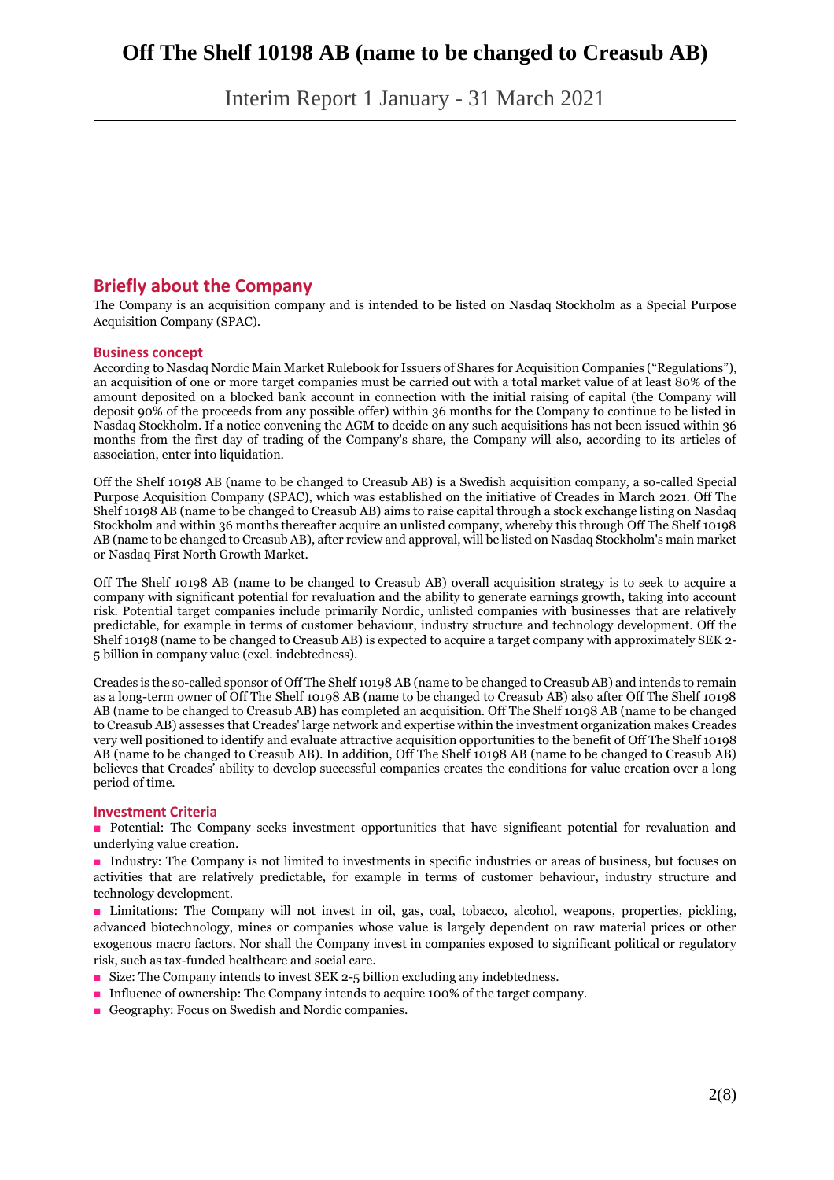## Briefly about the Company

The Company is an acquisition company and is intended to be listed on Nasdaq Stockholm as a Special Purpose Acquisition Company (SPAC).

### Business concept

According to Nasdaq Nordic Main Market Rulebook for Issuers of Shares for Acquisition Companies ("Regulations"), an acquisition of one or more target companies must be carried out with a total market value of at least 80% of the amount deposited on a blocked bank account in connection with the initial raising of capital (the Company will deposit 90% of the proceeds from any possible offer) within 36 months for the Company to continue to be listed in Nasdaq Stockholm. If a notice convening the AGM to decide on any such acquisitions has not been issued within 36 months from the first day of trading of the Company's share, the Company will also, according to its articles of association, enter into liquidation.

Off the Shelf 10198 AB (name to be changed to Creasub AB) is a Swedish acquisition company, a so-called Special Purpose Acquisition Company (SPAC), which was established on the initiative of Creades in March 2021. Off The Shelf 10198 AB (name to be changed to Creasub AB) aims to raise capital through a stock exchange listing on Nasdaq Stockholm and within 36 months thereafter acquire an unlisted company, whereby this through Off The Shelf 10198 AB (name to be changed to Creasub AB), after review and approval, will be listed on Nasdaq Stockholm's main market or Nasdaq First North Growth Market.

Off The Shelf 10198 AB (name to be changed to Creasub AB) overall acquisition strategy is to seek to acquire a company with significant potential for revaluation and the ability to generate earnings growth, taking into account risk. Potential target companies include primarily Nordic, unlisted companies with businesses that are relatively predictable, for example in terms of customer behaviour, industry structure and technology development. Off the Shelf 10198 (name to be changed to Creasub AB) is expected to acquire a target company with approximately SEK 2-5 billion in company value (excl. indebtedness).

Creades is the so-called sponsor of Off The Shelf 10198 AB (name to be changed to Creasub AB) and intends to remain as a long-term owner of Off The Shelf 10198 AB (name to be changed to Creasub AB) also after Off The Shelf 10198 AB (name to be changed to Creasub AB) has completed an acquisition. Off The Shelf 10198 AB (name to be changed to Creasub AB) assesses that Creades' large network and expertise within the investment organization makes Creades very well positioned to identify and evaluate attractive acquisition opportunities to the benefit of Off The Shelf 10198 AB (name to be changed to Creasub AB). In addition, Off The Shelf 10198 AB (name to be changed to Creasub AB) believes that Creades' ability to develop successful companies creates the conditions for value creation over a long period of time.

### Investment Criteria

- Potential: The Company seeks investment opportunities that have significant potential for revaluation and underlying value creation.
- Industry: The Company is not limited to investments in specific industries or areas of business, but focuses on activities that are relatively predictable, for example in terms of customer behaviour, industry structure and technology development.
- Limitations: The Company will not invest in oil, gas, coal, tobacco, alcohol, weapons, properties, pickling, advanced biotechnology, mines or companies whose value is largely dependent on raw material prices or other exogenous macro factors. Nor shall the Company invest in companies exposed to significant political or regulatory risk, such as tax-funded healthcare and social care.
- Size: The Company intends to invest SEK 2-5 billion excluding any indebtedness.
- Influence of ownership: The Company intends to acquire 100% of the target company.
- Geography: Focus on Swedish and Nordic companies.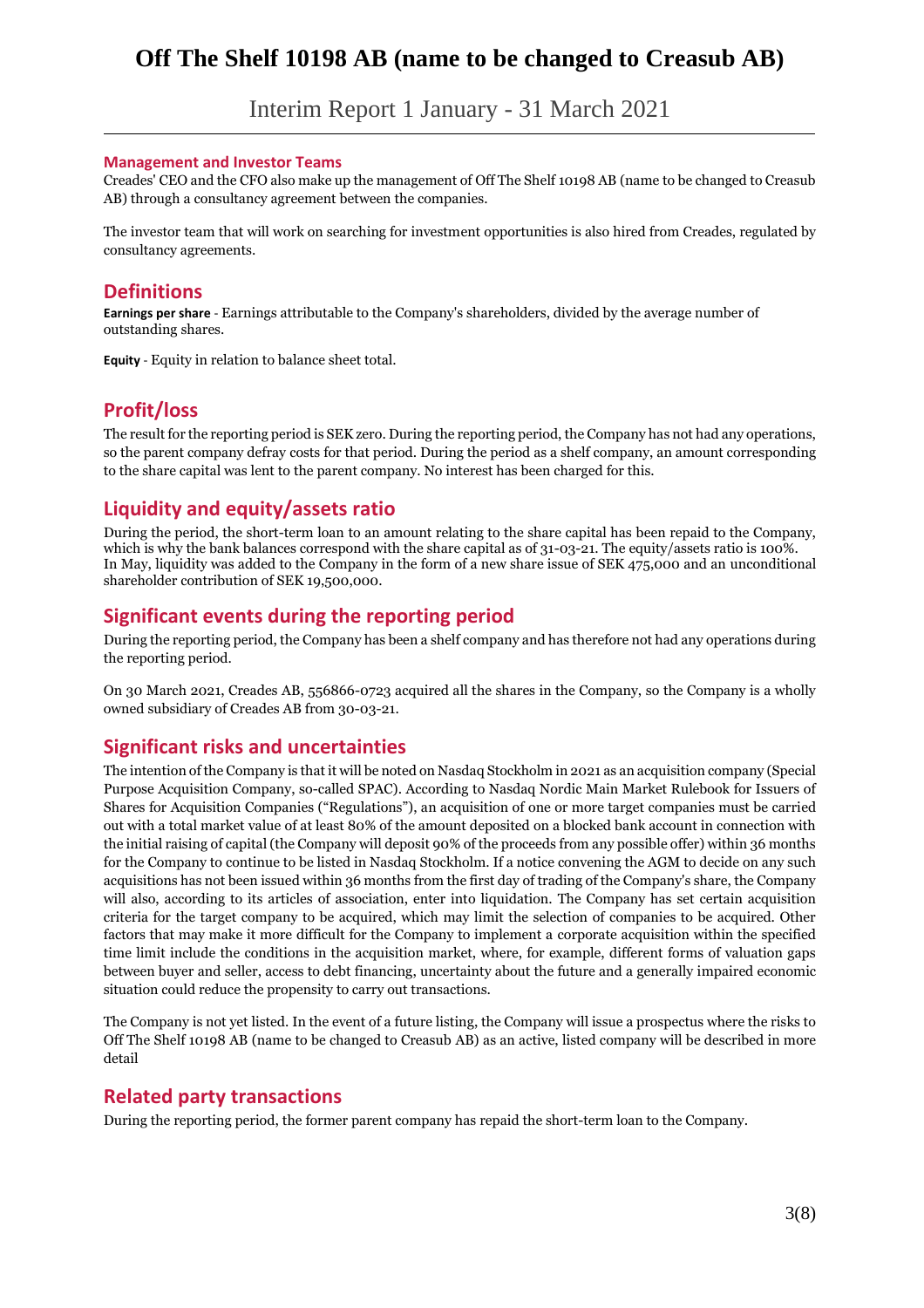### Management and Investor Teams

Creades' CEO and the CFO also make up the management of Off The Shelf 10198 AB (name to be changed to Creasub AB) through a consultancy agreement between the companies.

The investor team that will work on searching for investment opportunities is also hired from Creades, regulated by consultancy agreements.

## Definitions

**Earnings per share** - Earnings attributable to the Company's shareholders, divided by the average number of outstanding shares.

**Equity** - Equity in relation to balance sheet total.

## Profit/loss

The result for the reporting period is SEK zero. During the reporting period, the Company has not had any operations, so the parent company defray costs for that period. During the period as a shelf company, an amount corresponding to the share capital was lent to the parent company. No interest has been charged for this.

## Liquidity and equity/assets ratio

During the period, the short-term loan to an amount relating to the share capital has been repaid to the Company, which is why the bank balances correspond with the share capital as of 31-03-21. The equity/assets ratio is 100%. In May, liquidity was added to the Company in the form of a new share issue of SEK 475,000 and an unconditional shareholder contribution of SEK 19,500,000.

## Significant events during the reporting period

During the reporting period, the Company has been a shelf company and has therefore not had any operations during the reporting period.

On 30 March 2021, Creades AB, 556866-0723 acquired all the shares in the Company, so the Company is a wholly owned subsidiary of Creades AB from 30-03-21.

## Significant risks and uncertainties

The intention of the Company is that it will be noted on Nasdaq Stockholm in 2021 as an acquisition company (Special Purpose Acquisition Company, so-called SPAC). According to Nasdaq Nordic Main Market Rulebook for Issuers of Shares for Acquisition Companies ("Regulations"), an acquisition of one or more target companies must be carried out with a total market value of at least 80% of the amount deposited on a blocked bank account in connection with the initial raising of capital (the Company will deposit 90% of the proceeds from any possible offer) within 36 months for the Company to continue to be listed in Nasdaq Stockholm. If a notice convening the AGM to decide on any such acquisitions has not been issued within 36 months from the first day of trading of the Company's share, the Company will also, according to its articles of association, enter into liquidation. The Company has set certain acquisition criteria for the target company to be acquired, which may limit the selection of companies to be acquired. Other factors that may make it more difficult for the Company to implement a corporate acquisition within the specified time limit include the conditions in the acquisition market, where, for example, different forms of valuation gaps between buyer and seller, access to debt financing, uncertainty about the future and a generally impaired economic situation could reduce the propensity to carry out transactions.

The Company is not yet listed. In the event of a future listing, the Company will issue a prospectus where the risks to Off The Shelf 10198 AB (name to be changed to Creasub AB) as an active, listed company will be described in more detail

## Related party transactions

During the reporting period, the former parent company has repaid the short-term loan to the Company.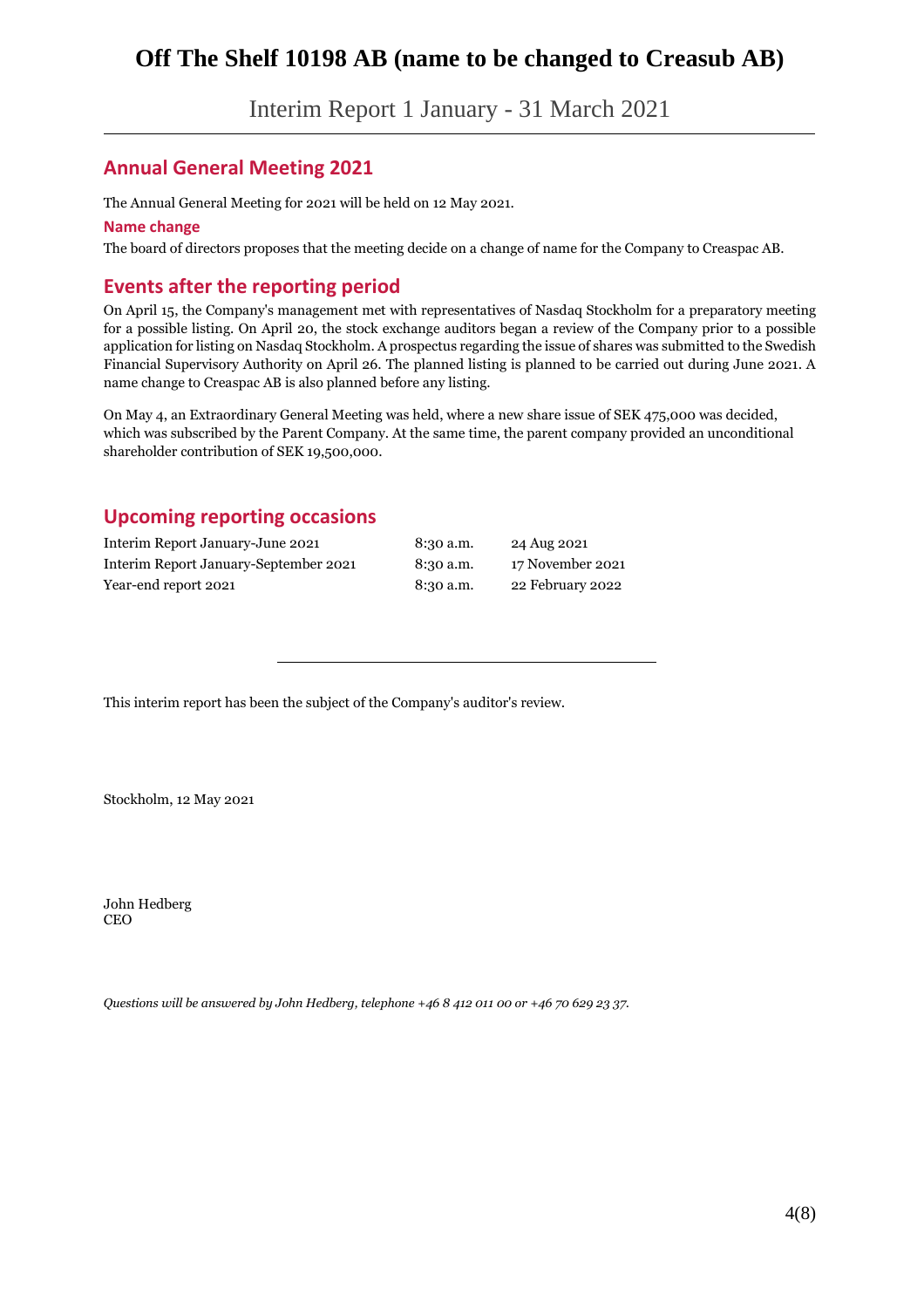# Off The Shelf 10198 AB (name to be changed to Creasub AB)

Interim Report 1 January - 31 March 2021

## Annual General Meeting 2021

The Annual General Meeting for 2021 will be held on 12 May 2021.

### Name change

The board of directors proposes that the meeting decide on a change of name for the Company to Creaspac AB.

## Events after the reporting period

On April 15, the Company's management met with representatives of Nasdaq Stockholm for a preparatory meeting for a possible listing. On April 20, the stock exchange auditors began a review of the Company prior to a possible application for listing on Nasdaq Stockholm. A prospectus regarding the issue of shares was submitted to the Swedish Financial Supervisory Authority on April 26. The planned listing is planned to be carried out during June 2021. A name change to Creaspac AB is also planned before any listing.

On May 4, an Extraordinary General Meeting was held, where a new share issue of SEK 475,000 was decided, which was subscribed by the Parent Company. At the same time, the parent company provided an unconditional shareholder contribution of SEK 19,500,000.

## Upcoming reporting occasions

| | | |
|---|---|---|
| Interim Report January-June 2021 | 8:30 a.m. | 24 Aug 2021 |
| Interim Report January-September 2021 | 8:30 a.m. | 17 November 2021 |
| Year-end report 2021 | 8:30 a.m. | 22 February 2022 |

---

This interim report has been the subject of the Company's auditor's review.

Stockholm, 12 May 2021

John Hedberg
CEO

*Questions will be answered by John Hedberg, telephone +46 8 412 011 00 or +46 70 629 23 37.*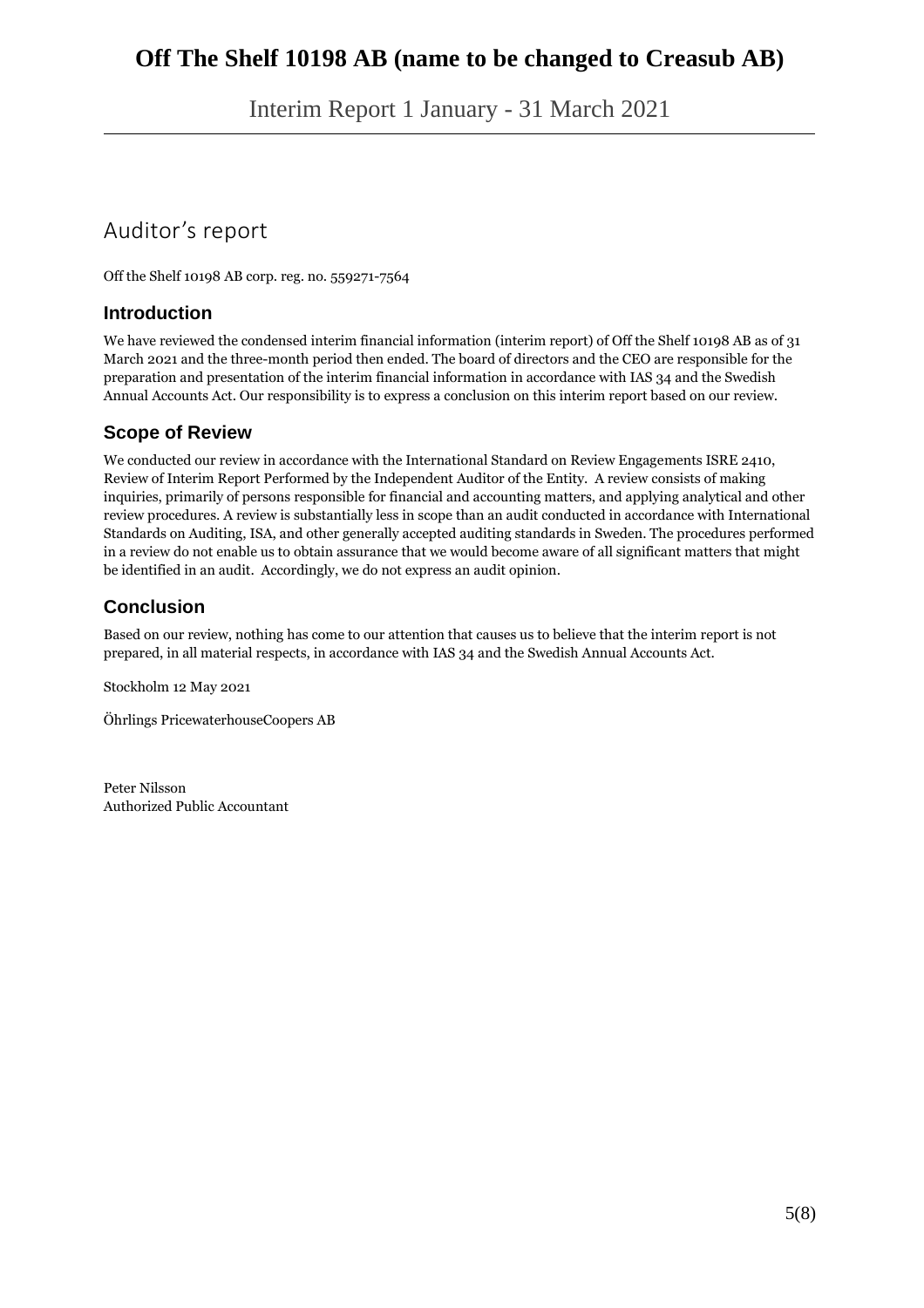## Auditor's report

Off the Shelf 10198 AB corp. reg. no. 559271-7564

### Introduction

We have reviewed the condensed interim financial information (interim report) of Off the Shelf 10198 AB as of 31 March 2021 and the three-month period then ended. The board of directors and the CEO are responsible for the preparation and presentation of the interim financial information in accordance with IAS 34 and the Swedish Annual Accounts Act. Our responsibility is to express a conclusion on this interim report based on our review.

### Scope of Review

We conducted our review in accordance with the International Standard on Review Engagements ISRE 2410, Review of Interim Report Performed by the Independent Auditor of the Entity. A review consists of making inquiries, primarily of persons responsible for financial and accounting matters, and applying analytical and other review procedures. A review is substantially less in scope than an audit conducted in accordance with International Standards on Auditing, ISA, and other generally accepted auditing standards in Sweden. The procedures performed in a review do not enable us to obtain assurance that we would become aware of all significant matters that might be identified in an audit. Accordingly, we do not express an audit opinion.

### Conclusion

Based on our review, nothing has come to our attention that causes us to believe that the interim report is not prepared, in all material respects, in accordance with IAS 34 and the Swedish Annual Accounts Act.

Stockholm 12 May 2021

Öhrlings PricewaterhouseCoopers AB

Peter Nilsson
Authorized Public Accountant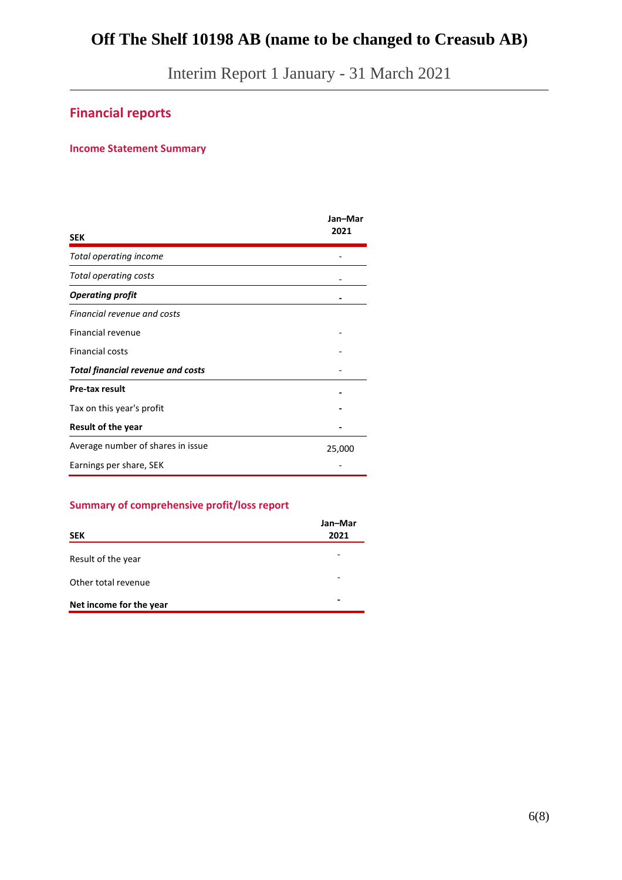## Financial reports

### Income Statement Summary

| SEK | Jan–Mar 2021 |
|---|---|
| *Total operating income* | - |
| *Total operating costs* | - |
| ***Operating profit*** | **-** |
| *Financial revenue and costs* | |
| Financial revenue | - |
| Financial costs | - |
| ***Total financial revenue and costs*** | - |
| **Pre-tax result** | **-** |
| Tax on this year's profit | **-** |
| **Result of the year** | **-** |
| Average number of shares in issue | 25,000 |
| Earnings per share, SEK | - |

### Summary of comprehensive profit/loss report

| SEK | Jan–Mar 2021 |
|---|---|
| Result of the year | - |
| Other total revenue | - |
| **Net income for the year** | **-** |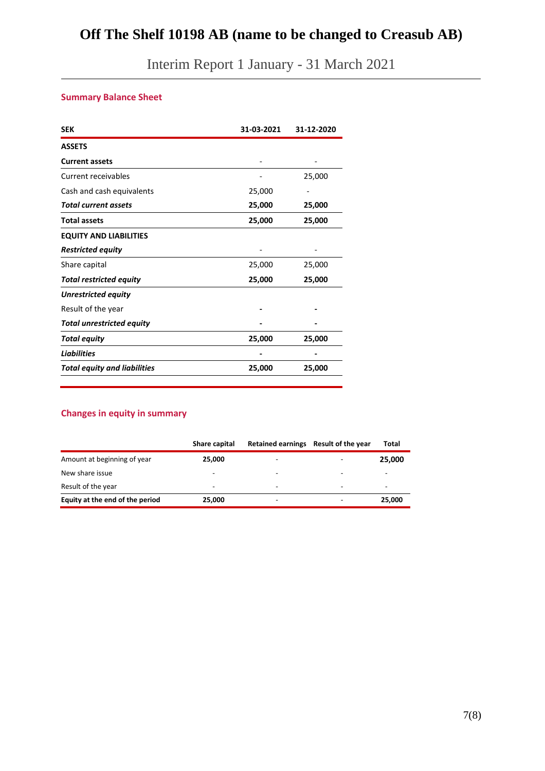# Off The Shelf 10198 AB (name to be changed to Creasub AB)

Interim Report 1 January - 31 March 2021

## Summary Balance Sheet

| SEK | 31-03-2021 | 31-12-2020 |
|---|---|---|
| **ASSETS** | | |
| **Current assets** | - | - |
| Current receivables | - | 25,000 |
| Cash and cash equivalents | 25,000 | - |
| ***Total current assets*** | **25,000** | **25,000** |
| **Total assets** | **25,000** | **25,000** |
| **EQUITY AND LIABILITIES** | | |
| ***Restricted equity*** | - | - |
| Share capital | 25,000 | 25,000 |
| ***Total restricted equity*** | **25,000** | **25,000** |
| ***Unrestricted equity*** | | |
| Result of the year | - | - |
| ***Total unrestricted equity*** | - | - |
| ***Total equity*** | **25,000** | **25,000** |
| ***Liabilities*** | - | - |
| ***Total equity and liabilities*** | **25,000** | **25,000** |

## Changes in equity in summary

| | Share capital | Retained earnings | Result of the year | Total |
|---|---|---|---|---|
| Amount at beginning of year | **25,000** | - | - | **25,000** |
| New share issue | - | - | - | - |
| Result of the year | - | - | - | - |
| **Equity at the end of the period** | **25,000** | - | - | **25,000** |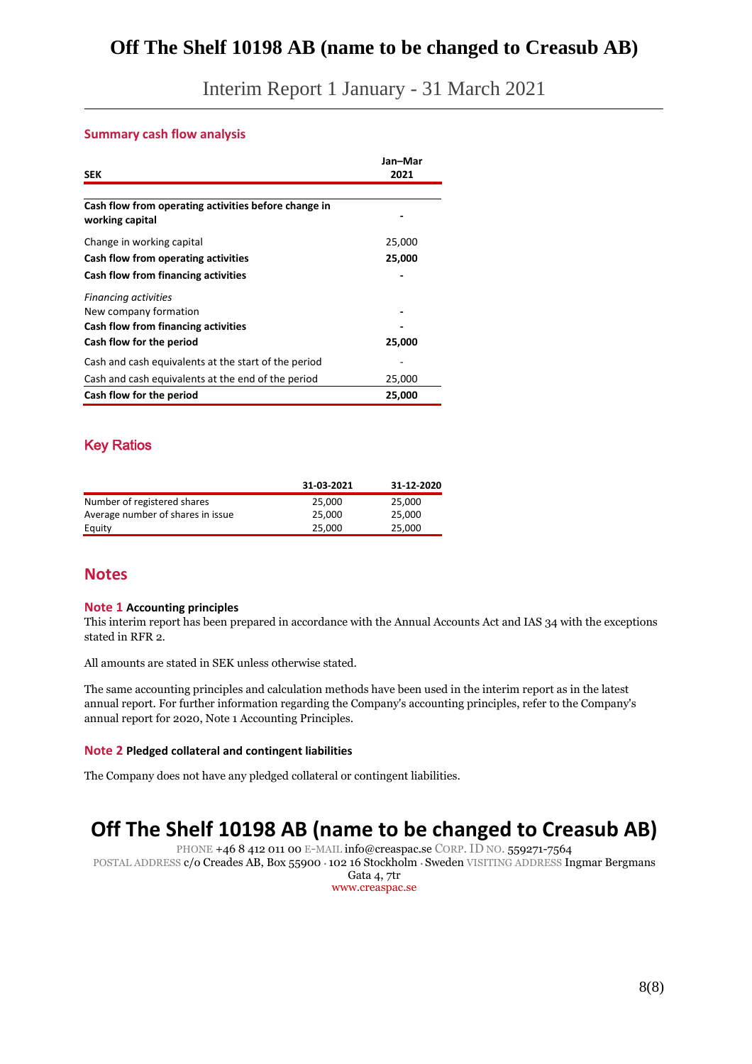## Summary cash flow analysis

| SEK | Jan–Mar 2021 |
|---|---|
| **Cash flow from operating activities before change in working capital** | **-** |
| Change in working capital | 25,000 |
| **Cash flow from operating activities** | **25,000** |
| **Cash flow from financing activities** | **-** |
| *Financing activities* | |
| New company formation | - |
| **Cash flow from financing activities** | **-** |
| **Cash flow for the period** | **25,000** |
| Cash and cash equivalents at the start of the period | - |
| Cash and cash equivalents at the end of the period | 25,000 |
| **Cash flow for the period** | **25,000** |

## Key Ratios

| | 31-03-2021 | 31-12-2020 |
|---|---|---|
| Number of registered shares | 25,000 | 25,000 |
| Average number of shares in issue | 25,000 | 25,000 |
| Equity | 25,000 | 25,000 |

## Notes

### Note 1 Accounting principles

This interim report has been prepared in accordance with the Annual Accounts Act and IAS 34 with the exceptions stated in RFR 2.

All amounts are stated in SEK unless otherwise stated.

The same accounting principles and calculation methods have been used in the interim report as in the latest annual report. For further information regarding the Company's accounting principles, refer to the Company's annual report for 2020, Note 1 Accounting Principles.

### Note 2 Pledged collateral and contingent liabilities

The Company does not have any pledged collateral or contingent liabilities.

## Off The Shelf 10198 AB (name to be changed to Creasub AB)

PHONE +46 8 412 011 00 E-MAIL info@creaspac.se CORP. ID NO. 559271-7564
POSTAL ADDRESS c/o Creades AB, Box 55900 • 102 16 Stockholm • Sweden VISITING ADDRESS Ingmar Bergmans Gata 4, 7tr
www.creaspac.se